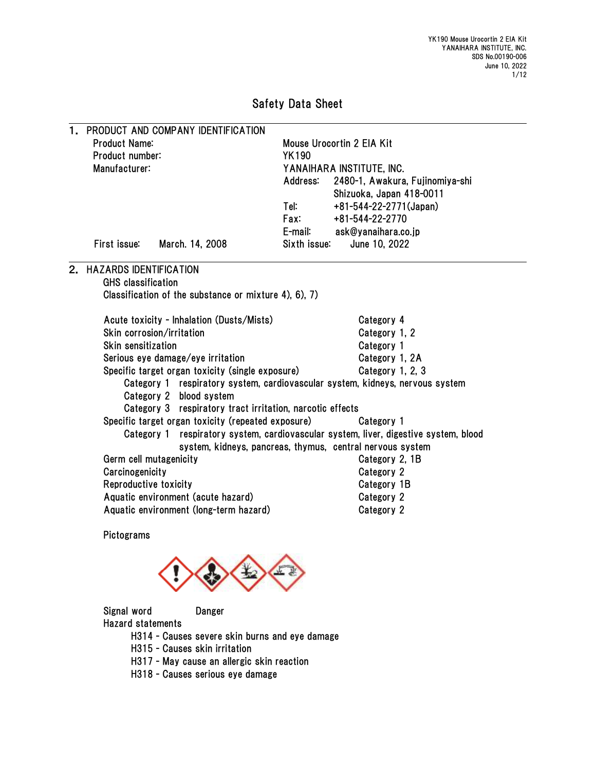# Safety Data Sheet

## 1. PRODUCT AND COMPANY IDENTIFICATION

| | |
|---|---|
| Product Name: | Mouse Urocortin 2 EIA Kit |
| Product number: | YK190 |
| Manufacturer: | YANAIHARA INSTITUTE, INC. |
| | Address: 2480-1, Awakura, Fujinomiya-shi Shizuoka, Japan 418-0011 |
| | Tel: +81-544-22-2771(Japan) |
| | Fax: +81-544-22-2770 |
| | E-mail: ask@yanaihara.co.jp |
| First issue: March. 14, 2008 | Sixth issue: June 10, 2022 |

## 2. HAZARDS IDENTIFICATION

GHS classification

Classification of the substance or mixture 4), 6), 7)

| | |
|---|---|
| Acute toxicity - Inhalation (Dusts/Mists) | Category 4 |
| Skin corrosion/irritation | Category 1, 2 |
| Skin sensitization | Category 1 |
| Serious eye damage/eye irritation | Category 1, 2A |
| Specific target organ toxicity (single exposure) | Category 1, 2, 3 |

- Category 1 respiratory system, cardiovascular system, kidneys, nervous system
- Category 2 blood system
- Category 3 respiratory tract irritation, narcotic effects

| | |
|---|---|
| Specific target organ toxicity (repeated exposure) | Category 1 |

- Category 1 respiratory system, cardiovascular system, liver, digestive system, blood system, kidneys, pancreas, thymus, central nervous system

| | |
|---|---|
| Germ cell mutagenicity | Category 2, 1B |
| Carcinogenicity | Category 2 |
| Reproductive toxicity | Category 1B |
| Aquatic environment (acute hazard) | Category 2 |
| Aquatic environment (long-term hazard) | Category 2 |

Pictograms

Signal word Danger

Hazard statements

- H314 - Causes severe skin burns and eye damage
- H315 - Causes skin irritation
- H317 - May cause an allergic skin reaction
- H318 - Causes serious eye damage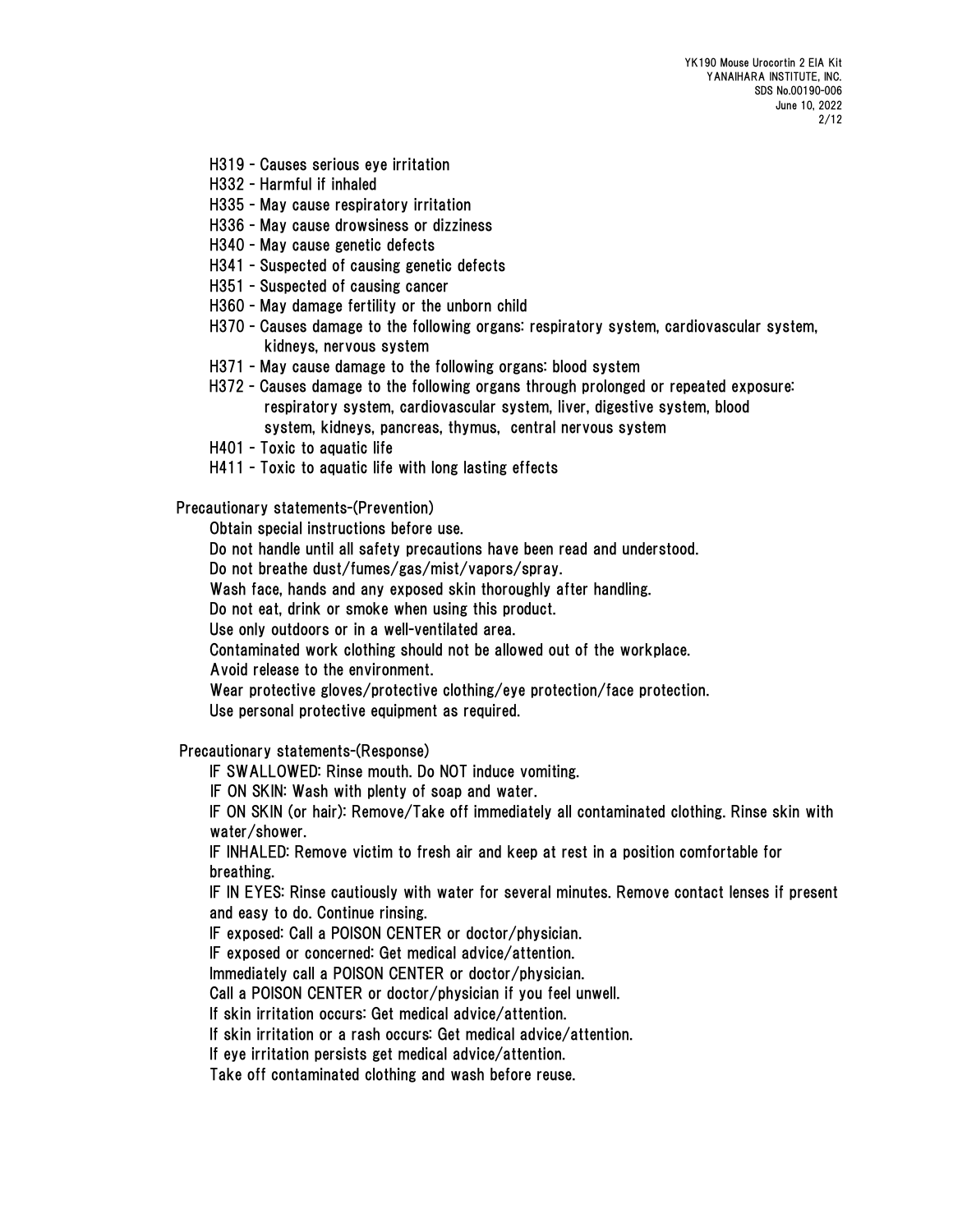- H319 - Causes serious eye irritation
- H332 - Harmful if inhaled
- H335 - May cause respiratory irritation
- H336 - May cause drowsiness or dizziness
- H340 - May cause genetic defects
- H341 - Suspected of causing genetic defects
- H351 - Suspected of causing cancer
- H360 - May damage fertility or the unborn child
- H370 - Causes damage to the following organs: respiratory system, cardiovascular system, kidneys, nervous system
- H371 - May cause damage to the following organs: blood system
- H372 - Causes damage to the following organs through prolonged or repeated exposure: respiratory system, cardiovascular system, liver, digestive system, blood system, kidneys, pancreas, thymus, central nervous system
- H401 - Toxic to aquatic life
- H411 - Toxic to aquatic life with long lasting effects

Precautionary statements-(Prevention)

Obtain special instructions before use.
Do not handle until all safety precautions have been read and understood.
Do not breathe dust/fumes/gas/mist/vapors/spray.
Wash face, hands and any exposed skin thoroughly after handling.
Do not eat, drink or smoke when using this product.
Use only outdoors or in a well-ventilated area.
Contaminated work clothing should not be allowed out of the workplace.
Avoid release to the environment.
Wear protective gloves/protective clothing/eye protection/face protection.
Use personal protective equipment as required.

Precautionary statements-(Response)

IF SWALLOWED: Rinse mouth. Do NOT induce vomiting.
IF ON SKIN: Wash with plenty of soap and water.
IF ON SKIN (or hair): Remove/Take off immediately all contaminated clothing. Rinse skin with water/shower.
IF INHALED: Remove victim to fresh air and keep at rest in a position comfortable for breathing.
IF IN EYES: Rinse cautiously with water for several minutes. Remove contact lenses if present and easy to do. Continue rinsing.
IF exposed: Call a POISON CENTER or doctor/physician.
IF exposed or concerned: Get medical advice/attention.
Immediately call a POISON CENTER or doctor/physician.
Call a POISON CENTER or doctor/physician if you feel unwell.
If skin irritation occurs: Get medical advice/attention.
If skin irritation or a rash occurs: Get medical advice/attention.
If eye irritation persists get medical advice/attention.
Take off contaminated clothing and wash before reuse.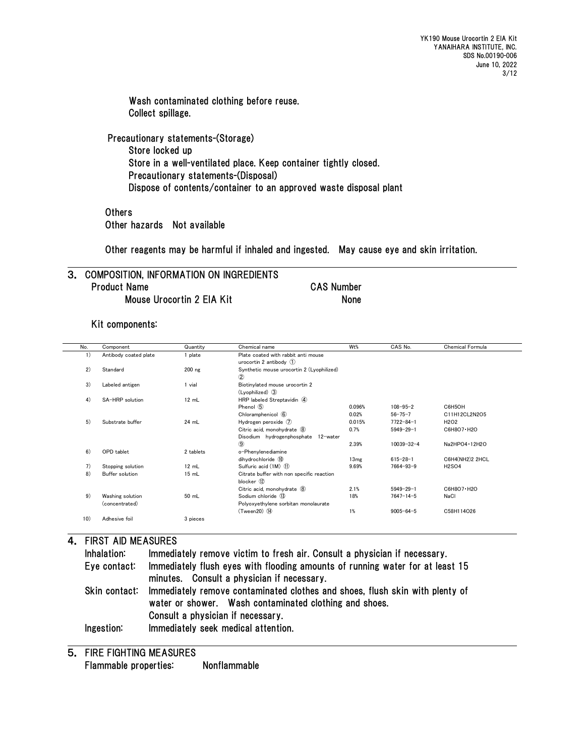Wash contaminated clothing before reuse.
Collect spillage.

Precautionary statements-(Storage)
Store locked up
Store in a well-ventilated place. Keep container tightly closed.
Precautionary statements-(Disposal)
Dispose of contents/container to an approved waste disposal plant

Others
Other hazards　Not available

Other reagents may be harmful if inhaled and ingested.　May cause eye and skin irritation.

## 3. COMPOSITION, INFORMATION ON INGREDIENTS

| Product Name | CAS Number |
|---|---|
| Mouse Urocortin 2 EIA Kit | None |

Kit components:

| No. | Component | Quantity | Chemical name | Wt% | CAS No. | Chemical Formula |
|---|---|---|---|---|---|---|
| 1) | Antibody coated plate | 1 plate | Plate coated with rabbit anti mouse urocortin 2 antibody ① | | | |
| 2) | Standard | 200 ng | Synthetic mouse urocortin 2 (Lyophilized) ② | | | |
| 3) | Labeled antigen | 1 vial | Biotinylated mouse urocortin 2 (Lyophilized) ③ | | | |
| 4) | SA-HRP solution | 12 mL | HRP labeled Streptavidin ④ | | | |
| | | | Phenol ⑤ | 0.096% | 108-95-2 | $C_6H_5OH$ |
| | | | Chloramphenicol ⑥ | 0.02% | 56-75-7 | $C_{11}H_{12}CL_2N_2O_5$ |
| 5) | Substrate buffer | 24 mL | Hydrogen peroxide ⑦ | 0.015% | 7722-84-1 | $H_2O_2$ |
| | | | Citric acid, monohydrate ⑧ | 0.7% | 5949-29-1 | $C_6H_8O_7 \cdot H_2O$ |
| | | | Disodium hydrogenphosphate 12-water ⑨ | 2.39% | 10039-32-4 | $Na_2HPO_4 \cdot 12H_2O$ |
| 6) | OPD tablet | 2 tablets | o-Phenylenediamine dihydrochloride ⑩ | 13mg | 615-28-1 | $C_6H_4(NH_2)_2$ 2HCL |
| 7) | Stopping solution | 12 mL | Sulfuric acid (1M) ⑪ | 9.69% | 7664-93-9 | $H_2SO_4$ |
| 8) | Buffer solution | 15 mL | Citrate buffer with non specific reaction blocker ⑫ | | | |
| | | | Citric acid, monohydrate ⑧ | 2.1% | 5949-29-1 | $C_6H_8O_7 \cdot H_2O$ |
| 9) | Washing solution (concentrated) | 50 mL | Sodium chloride ⑬ | 18% | 7647-14-5 | NaCl |
| | | | Polyoxyethylene sorbitan monolaurate (Tween20) ⑭ | 1% | 9005-64-5 | $C_{58}H_{114}O_{26}$ |
| 10) | Adhesive foil | 3 pieces | | | | |

## 4. FIRST AID MEASURES

Inhalation: Immediately remove victim to fresh air. Consult a physician if necessary.

Eye contact: Immediately flush eyes with flooding amounts of running water for at least 15 minutes.　Consult a physician if necessary.

Skin contact: Immediately remove contaminated clothes and shoes, flush skin with plenty of water or shower.　Wash contaminated clothing and shoes.
Consult a physician if necessary.

Ingestion: Immediately seek medical attention.

## 5. FIRE FIGHTING MEASURES

Flammable properties: Nonflammable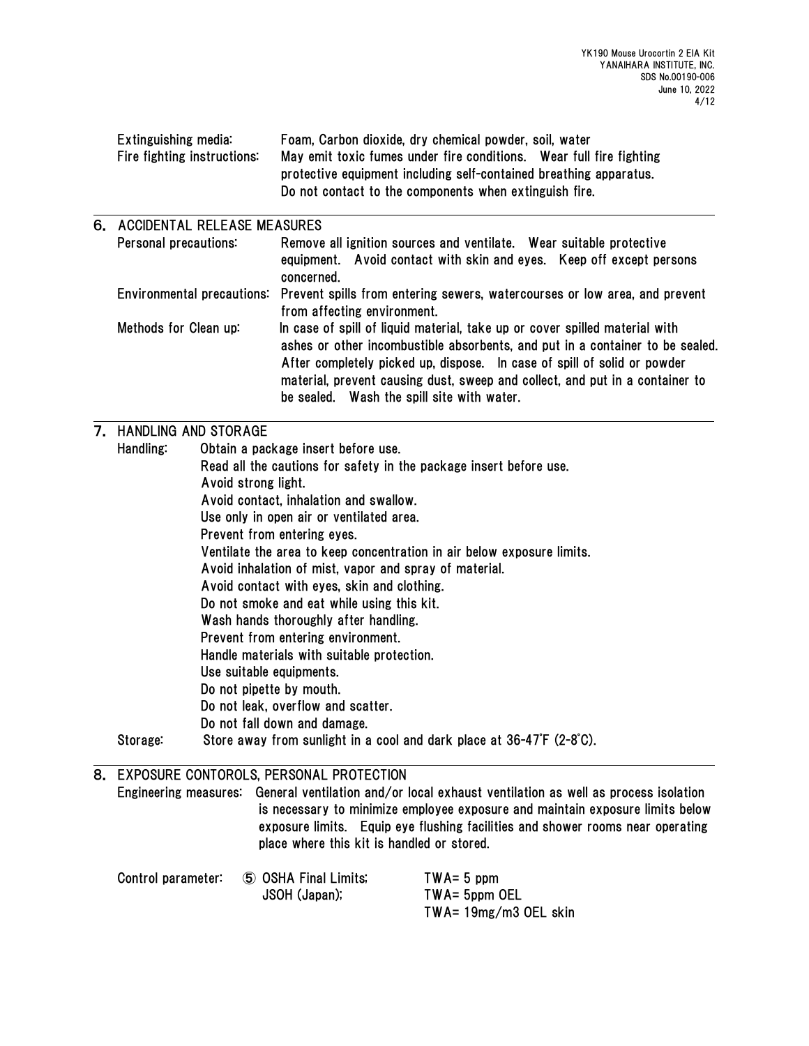Extinguishing media: Foam, Carbon dioxide, dry chemical powder, soil, water

Fire fighting instructions: May emit toxic fumes under fire conditions. Wear full fire fighting protective equipment including self-contained breathing apparatus. Do not contact to the components when extinguish fire.

## 6. ACCIDENTAL RELEASE MEASURES

Personal precautions: Remove all ignition sources and ventilate. Wear suitable protective equipment. Avoid contact with skin and eyes. Keep off except persons concerned.

Environmental precautions: Prevent spills from entering sewers, watercourses or low area, and prevent from affecting environment.

Methods for Clean up: In case of spill of liquid material, take up or cover spilled material with ashes or other incombustible absorbents, and put in a container to be sealed. After completely picked up, dispose. In case of spill of solid or powder material, prevent causing dust, sweep and collect, and put in a container to be sealed. Wash the spill site with water.

## 7. HANDLING AND STORAGE

Handling:
- Obtain a package insert before use.
- Read all the cautions for safety in the package insert before use.
- Avoid strong light.
- Avoid contact, inhalation and swallow.
- Use only in open air or ventilated area.
- Prevent from entering eyes.
- Ventilate the area to keep concentration in air below exposure limits.
- Avoid inhalation of mist, vapor and spray of material.
- Avoid contact with eyes, skin and clothing.
- Do not smoke and eat while using this kit.
- Wash hands thoroughly after handling.
- Prevent from entering environment.
- Handle materials with suitable protection.
- Use suitable equipments.
- Do not pipette by mouth.
- Do not leak, overflow and scatter.
- Do not fall down and damage.

Storage: Store away from sunlight in a cool and dark place at 36-47˚F (2-8˚C).

## 8. EXPOSURE CONTOROLS, PERSONAL PROTECTION

Engineering measures: General ventilation and/or local exhaust ventilation as well as process isolation is necessary to minimize employee exposure and maintain exposure limits below exposure limits. Equip eye flushing facilities and shower rooms near operating place where this kit is handled or stored.

| Control parameter: | ⑤ OSHA Final Limits; | TWA= 5 ppm |
| --- | --- | --- |
| | JSOH (Japan); | TWA= 5ppm OEL |
| | | TWA= 19mg/m3 OEL skin |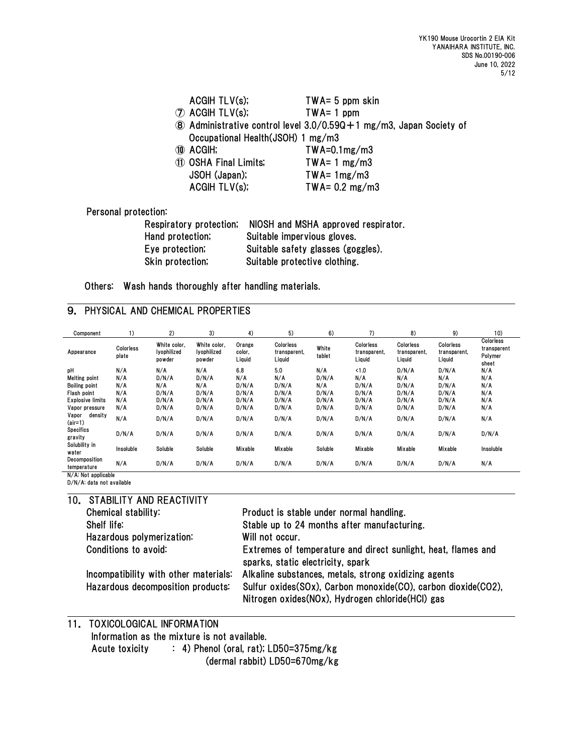ACGIH TLV(s); TWA= 5 ppm skin

⑦ ACGIH TLV(s); TWA= 1 ppm

⑧ Administrative control level 3.0/0.59Q＋1 mg/m3, Japan Society of Occupational Health(JSOH) 1 mg/m3

⑩ ACGIH; TWA=0.1mg/m3

⑪ OSHA Final Limits; TWA= 1 mg/m3
JSOH (Japan); TWA= 1mg/m3
ACGIH TLV(s); TWA= 0.2 mg/m3

Personal protection:

- Respiratory protection; NIOSH and MSHA approved respirator.
- Hand protection; Suitable impervious gloves.
- Eye protection; Suitable safety glasses (goggles).
- Skin protection; Suitable protective clothing.

Others: Wash hands thoroughly after handling materials.

## 9. PHYSICAL AND CHEMICAL PROPERTIES

| Component | 1) | 2) | 3) | 4) | 5) | 6) | 7) | 8) | 9) | 10) |
|---|---|---|---|---|---|---|---|---|---|---|
| Appearance | Colorless plate | White color, lyophilized powder | White color, lyophilized powder | Orange color, Liquid | Colorless transparent, Liquid | White tablet | Colorless transparent, Liquid | Colorless transparent, Liquid | Colorless transparent, Liquid | Colorless transparent Polymer sheet |
| pH | N/A | N/A | N/A | 6.8 | 5.0 | N/A | <1.0 | D/N/A | D/N/A | N/A |
| Melting point | N/A | D/N/A | D/N/A | N/A | N/A | D/N/A | N/A | N/A | N/A | N/A |
| Boiling point | N/A | N/A | N/A | D/N/A | D/N/A | N/A | D/N/A | D/N/A | D/N/A | N/A |
| Flash point | N/A | D/N/A | D/N/A | D/N/A | D/N/A | D/N/A | D/N/A | D/N/A | D/N/A | N/A |
| Explosive limits | N/A | D/N/A | D/N/A | D/N/A | D/N/A | D/N/A | D/N/A | D/N/A | D/N/A | N/A |
| Vapor pressure | N/A | D/N/A | D/N/A | D/N/A | D/N/A | D/N/A | D/N/A | D/N/A | D/N/A | N/A |
| Vapor density (air=1) | N/A | D/N/A | D/N/A | D/N/A | D/N/A | D/N/A | D/N/A | D/N/A | D/N/A | N/A |
| Specifics gravity | D/N/A | D/N/A | D/N/A | D/N/A | D/N/A | D/N/A | D/N/A | D/N/A | D/N/A | D/N/A |
| Solubility in water | Insoluble | Soluble | Soluble | Mixable | Mixable | Soluble | Mixable | Mixable | Mixable | Insoluble |
| Decomposition temperature | N/A | D/N/A | D/N/A | D/N/A | D/N/A | D/N/A | D/N/A | D/N/A | D/N/A | N/A |

N/A: Not applicable
D/N/A: data not available

## 10. STABILITY AND REACTIVITY

- Chemical stability: Product is stable under normal handling.
- Shelf life: Stable up to 24 months after manufacturing.
- Hazardous polymerization: Will not occur.
- Conditions to avoid: Extremes of temperature and direct sunlight, heat, flames and sparks, static electricity, spark
- Incompatibility with other materials: Alkaline substances, metals, strong oxidizing agents
- Hazardous decomposition products: Sulfur oxides(SOx), Carbon monoxide(CO), carbon dioxide($CO_2$), Nitrogen oxides(NOx), Hydrogen chloride(HCl) gas

## 11. TOXICOLOGICAL INFORMATION

Information as the mixture is not available.

Acute toxicity : 4) Phenol (oral, rat); LD50=375mg/kg
(dermal rabbit) LD50=670mg/kg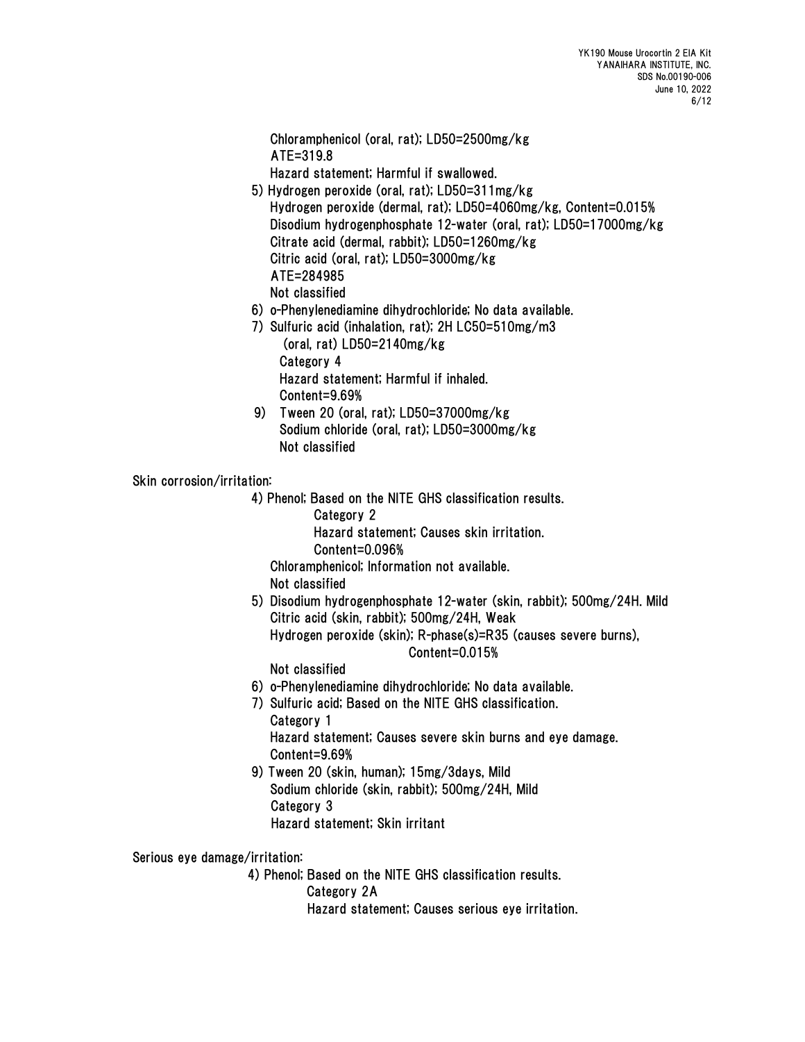Chloramphenicol (oral, rat); LD50=2500mg/kg
ATE=319.8
Hazard statement; Harmful if swallowed.

5) Hydrogen peroxide (oral, rat); LD50=311mg/kg
Hydrogen peroxide (dermal, rat); LD50=4060mg/kg, Content=0.015%
Disodium hydrogenphosphate 12-water (oral, rat); LD50=17000mg/kg
Citrate acid (dermal, rabbit); LD50=1260mg/kg
Citric acid (oral, rat); LD50=3000mg/kg
ATE=284985
Not classified

6) o-Phenylenediamine dihydrochloride; No data available.

7) Sulfuric acid (inhalation, rat); 2H LC50=510mg/m3
(oral, rat) LD50=2140mg/kg
Category 4
Hazard statement; Harmful if inhaled.
Content=9.69%

9) Tween 20 (oral, rat); LD50=37000mg/kg
Sodium chloride (oral, rat); LD50=3000mg/kg
Not classified

Skin corrosion/irritation:

4) Phenol; Based on the NITE GHS classification results.
Category 2
Hazard statement; Causes skin irritation.
Content=0.096%
Chloramphenicol; Information not available.
Not classified

5) Disodium hydrogenphosphate 12-water (skin, rabbit); 500mg/24H. Mild
Citric acid (skin, rabbit); 500mg/24H, Weak
Hydrogen peroxide (skin); R-phase(s)=R35 (causes severe burns),
Content=0.015%
Not classified

6) o-Phenylenediamine dihydrochloride; No data available.

7) Sulfuric acid; Based on the NITE GHS classification.
Category 1
Hazard statement; Causes severe skin burns and eye damage.
Content=9.69%

9) Tween 20 (skin, human); 15mg/3days, Mild
Sodium chloride (skin, rabbit); 500mg/24H, Mild
Category 3
Hazard statement; Skin irritant

Serious eye damage/irritation:

4) Phenol; Based on the NITE GHS classification results.
Category 2A
Hazard statement; Causes serious eye irritation.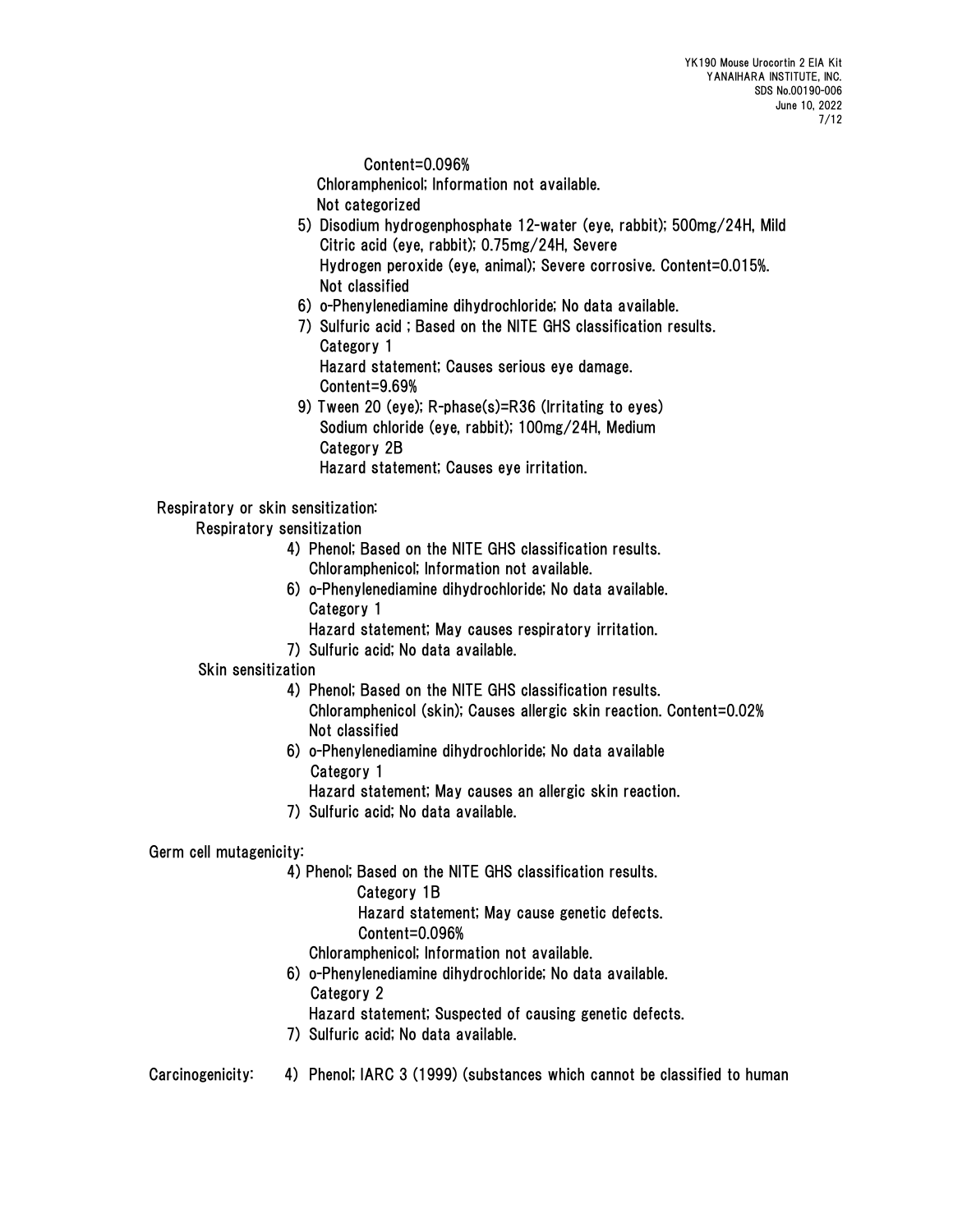Content=0.096%

Chloramphenicol; Information not available.

Not categorized

5) Disodium hydrogenphosphate 12-water (eye, rabbit); 500mg/24H, Mild
   Citric acid (eye, rabbit); 0.75mg/24H, Severe
   Hydrogen peroxide (eye, animal); Severe corrosive. Content=0.015%.
   Not classified
6) o-Phenylenediamine dihydrochloride; No data available.
7) Sulfuric acid ; Based on the NITE GHS classification results.
   Category 1
   Hazard statement; Causes serious eye damage.
   Content=9.69%
9) Tween 20 (eye); R-phase(s)=R36 (Irritating to eyes)
   Sodium chloride (eye, rabbit); 100mg/24H, Medium
   Category 2B
   Hazard statement; Causes eye irritation.

Respiratory or skin sensitization:

Respiratory sensitization

4) Phenol; Based on the NITE GHS classification results.
   Chloramphenicol; Information not available.
6) o-Phenylenediamine dihydrochloride; No data available.
   Category 1
   Hazard statement; May causes respiratory irritation.
7) Sulfuric acid; No data available.

Skin sensitization

4) Phenol; Based on the NITE GHS classification results.
   Chloramphenicol (skin); Causes allergic skin reaction. Content=0.02%
   Not classified
6) o-Phenylenediamine dihydrochloride; No data available
   Category 1
   Hazard statement; May causes an allergic skin reaction.
7) Sulfuric acid; No data available.

Germ cell mutagenicity:

4) Phenol; Based on the NITE GHS classification results.
   Category 1B
   Hazard statement; May cause genetic defects.
   Content=0.096%
   Chloramphenicol; Information not available.
6) o-Phenylenediamine dihydrochloride; No data available.
   Category 2
   Hazard statement; Suspected of causing genetic defects.
7) Sulfuric acid; No data available.

Carcinogenicity: 4) Phenol; IARC 3 (1999) (substances which cannot be classified to human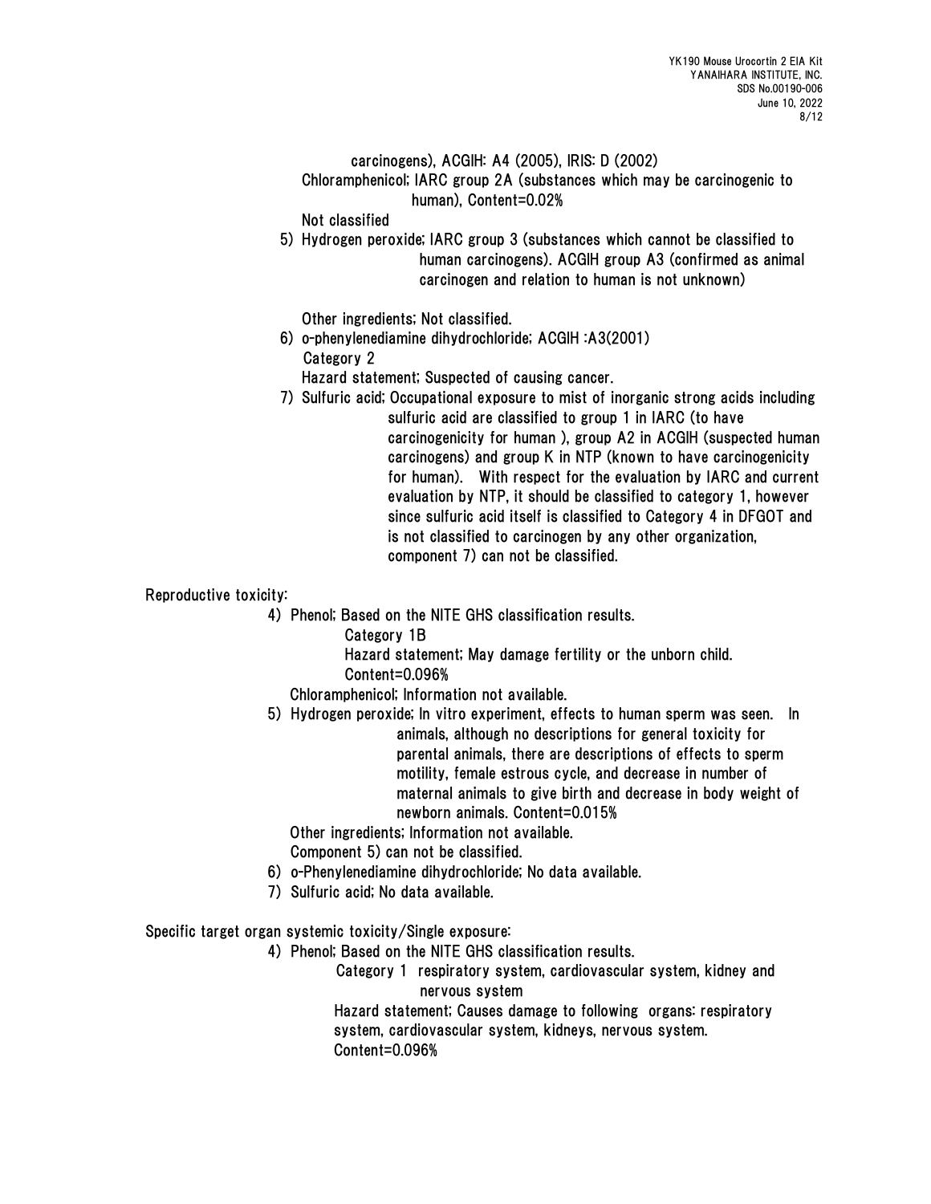carcinogens), ACGIH: A4 (2005), IRIS: D (2002)

Chloramphenicol; IARC group 2A (substances which may be carcinogenic to human), Content=0.02%

Not classified

5) Hydrogen peroxide; IARC group 3 (substances which cannot be classified to human carcinogens). ACGIH group A3 (confirmed as animal carcinogen and relation to human is not unknown)

Other ingredients; Not classified.

6) o-phenylenediamine dihydrochloride; ACGIH :A3(2001)
Category 2
Hazard statement; Suspected of causing cancer.

7) Sulfuric acid; Occupational exposure to mist of inorganic strong acids including sulfuric acid are classified to group 1 in IARC (to have carcinogenicity for human ), group A2 in ACGIH (suspected human carcinogens) and group K in NTP (known to have carcinogenicity for human). With respect for the evaluation by IARC and current evaluation by NTP, it should be classified to category 1, however since sulfuric acid itself is classified to Category 4 in DFGOT and is not classified to carcinogen by any other organization, component 7) can not be classified.

Reproductive toxicity:

4) Phenol; Based on the NITE GHS classification results.
Category 1B
Hazard statement; May damage fertility or the unborn child.
Content=0.096%

Chloramphenicol; Information not available.

5) Hydrogen peroxide; In vitro experiment, effects to human sperm was seen. In animals, although no descriptions for general toxicity for parental animals, there are descriptions of effects to sperm motility, female estrous cycle, and decrease in number of maternal animals to give birth and decrease in body weight of newborn animals. Content=0.015%

Other ingredients; Information not available.

Component 5) can not be classified.

6) o-Phenylenediamine dihydrochloride; No data available.

7) Sulfuric acid; No data available.

Specific target organ systemic toxicity/Single exposure:

4) Phenol; Based on the NITE GHS classification results.
Category 1 respiratory system, cardiovascular system, kidney and nervous system
Hazard statement; Causes damage to following organs: respiratory system, cardiovascular system, kidneys, nervous system.
Content=0.096%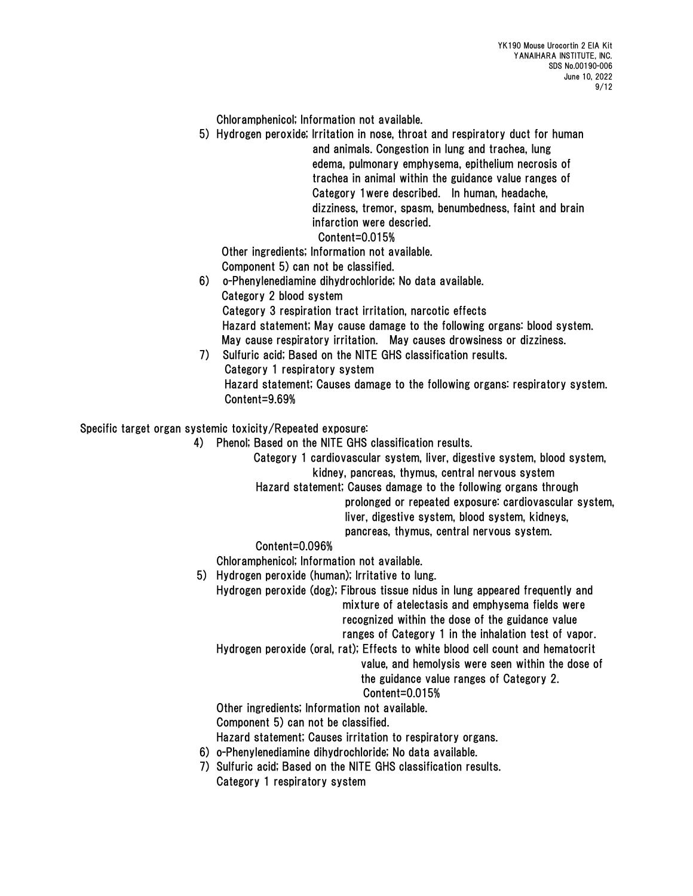Chloramphenicol; Information not available.

5) Hydrogen peroxide; Irritation in nose, throat and respiratory duct for human and animals. Congestion in lung and trachea, lung edema, pulmonary emphysema, epithelium necrosis of trachea in animal within the guidance value ranges of Category 1were described. In human, headache, dizziness, tremor, spasm, benumbedness, faint and brain infarction were descried.
   Content=0.015%

   Other ingredients; Information not available.
   Component 5) can not be classified.

6) o-Phenylenediamine dihydrochloride; No data available.
   Category 2 blood system
   Category 3 respiration tract irritation, narcotic effects
   Hazard statement; May cause damage to the following organs: blood system. May cause respiratory irritation. May causes drowsiness or dizziness.

7) Sulfuric acid; Based on the NITE GHS classification results.
   Category 1 respiratory system
   Hazard statement; Causes damage to the following organs: respiratory system.
   Content=9.69%

Specific target organ systemic toxicity/Repeated exposure:

4) Phenol; Based on the NITE GHS classification results.
   Category 1 cardiovascular system, liver, digestive system, blood system, kidney, pancreas, thymus, central nervous system
   Hazard statement; Causes damage to the following organs through prolonged or repeated exposure: cardiovascular system, liver, digestive system, blood system, kidneys, pancreas, thymus, central nervous system.
   Content=0.096%

   Chloramphenicol; Information not available.

5) Hydrogen peroxide (human); Irritative to lung.
   Hydrogen peroxide (dog); Fibrous tissue nidus in lung appeared frequently and mixture of atelectasis and emphysema fields were recognized within the dose of the guidance value ranges of Category 1 in the inhalation test of vapor.
   Hydrogen peroxide (oral, rat); Effects to white blood cell count and hematocrit value, and hemolysis were seen within the dose of the guidance value ranges of Category 2.
   Content=0.015%

   Other ingredients; Information not available.
   Component 5) can not be classified.
   Hazard statement; Causes irritation to respiratory organs.

6) o-Phenylenediamine dihydrochloride; No data available.

7) Sulfuric acid; Based on the NITE GHS classification results.
   Category 1 respiratory system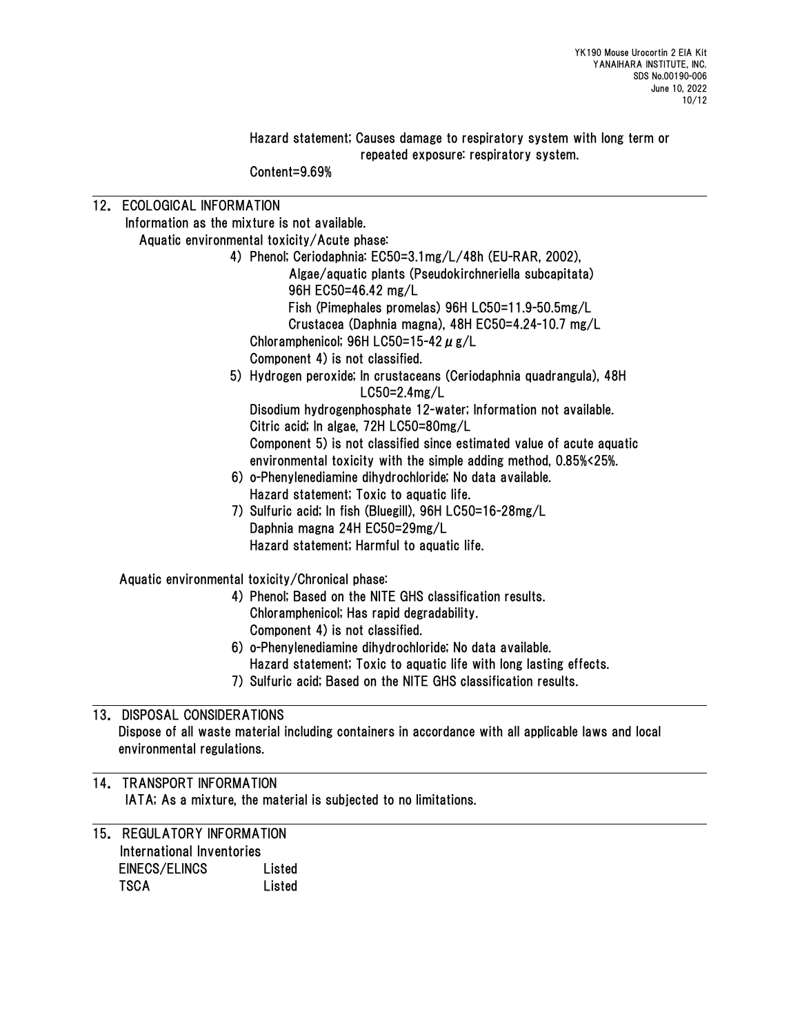Hazard statement; Causes damage to respiratory system with long term or repeated exposure: respiratory system.

Content=9.69%

## 12. ECOLOGICAL INFORMATION

Information as the mixture is not available.

Aquatic environmental toxicity/Acute phase:

4) Phenol; Ceriodaphnia: EC50=3.1mg/L/48h (EU-RAR, 2002),
   Algae/aquatic plants (Pseudokirchneriella subcapitata) 96H EC50=46.42 mg/L
   Fish (Pimephales promelas) 96H LC50=11.9-50.5mg/L
   Crustacea (Daphnia magna), 48H EC50=4.24-10.7 mg/L
   Chloramphenicol; 96H LC50=15-42 $\mu$g/L
   Component 4) is not classified.
5) Hydrogen peroxide; In crustaceans (Ceriodaphnia quadrangula), 48H LC50=2.4mg/L
   Disodium hydrogenphosphate 12-water; Information not available.
   Citric acid; In algae, 72H LC50=80mg/L
   Component 5) is not classified since estimated value of acute aquatic environmental toxicity with the simple adding method, 0.85%<25%.
6) o-Phenylenediamine dihydrochloride; No data available.
   Hazard statement; Toxic to aquatic life.
7) Sulfuric acid; In fish (Bluegill), 96H LC50=16-28mg/L
   Daphnia magna 24H EC50=29mg/L
   Hazard statement; Harmful to aquatic life.

Aquatic environmental toxicity/Chronical phase:

4) Phenol; Based on the NITE GHS classification results.
   Chloramphenicol; Has rapid degradability.
   Component 4) is not classified.
6) o-Phenylenediamine dihydrochloride; No data available.
   Hazard statement; Toxic to aquatic life with long lasting effects.
7) Sulfuric acid; Based on the NITE GHS classification results.

## 13. DISPOSAL CONSIDERATIONS

Dispose of all waste material including containers in accordance with all applicable laws and local environmental regulations.

## 14. TRANSPORT INFORMATION

IATA; As a mixture, the material is subjected to no limitations.

## 15. REGULATORY INFORMATION

International Inventories

| | |
|---|---|
| EINECS/ELINCS | Listed |
| TSCA | Listed |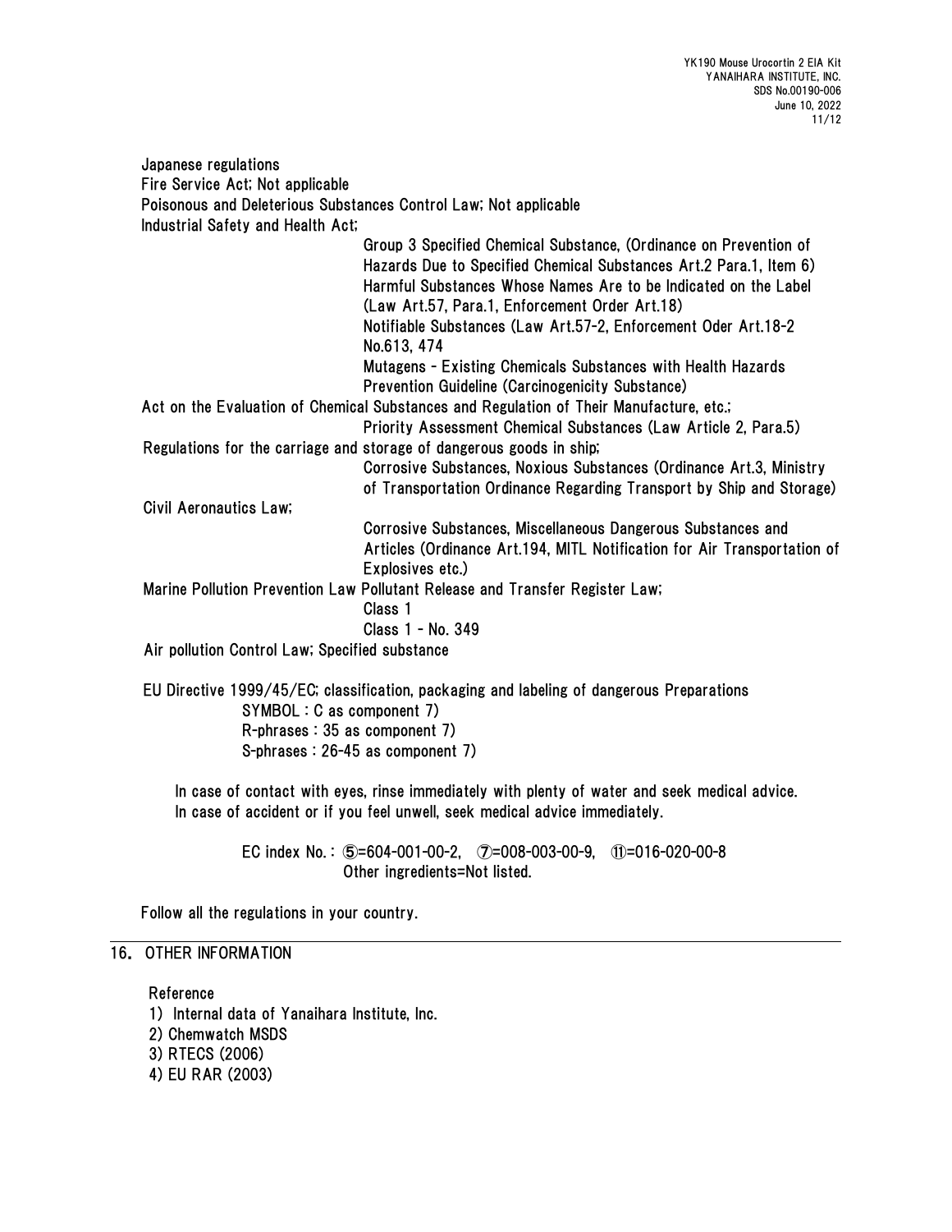Japanese regulations

Fire Service Act; Not applicable

Poisonous and Deleterious Substances Control Law; Not applicable

Industrial Safety and Health Act;

Group 3 Specified Chemical Substance, (Ordinance on Prevention of Hazards Due to Specified Chemical Substances Art.2 Para.1, Item 6)
Harmful Substances Whose Names Are to be Indicated on the Label (Law Art.57, Para.1, Enforcement Order Art.18)
Notifiable Substances (Law Art.57-2, Enforcement Oder Art.18-2 No.613, 474
Mutagens - Existing Chemicals Substances with Health Hazards Prevention Guideline (Carcinogenicity Substance)

Act on the Evaluation of Chemical Substances and Regulation of Their Manufacture, etc.;

Priority Assessment Chemical Substances (Law Article 2, Para.5)

Regulations for the carriage and storage of dangerous goods in ship;

Corrosive Substances, Noxious Substances (Ordinance Art.3, Ministry of Transportation Ordinance Regarding Transport by Ship and Storage)

Civil Aeronautics Law;

Corrosive Substances, Miscellaneous Dangerous Substances and Articles (Ordinance Art.194, MITL Notification for Air Transportation of Explosives etc.)

Marine Pollution Prevention Law Pollutant Release and Transfer Register Law;

Class 1
Class 1 - No. 349

Air pollution Control Law; Specified substance

EU Directive 1999/45/EC; classification, packaging and labeling of dangerous Preparations

SYMBOL : C as component 7)
R-phrases : 35 as component 7)
S-phrases : 26-45 as component 7)

In case of contact with eyes, rinse immediately with plenty of water and seek medical advice.
In case of accident or if you feel unwell, seek medical advice immediately.

EC index No. : ⑤=604-001-00-2, ⑦=008-003-00-9, ⑪=016-020-00-8
Other ingredients=Not listed.

Follow all the regulations in your country.

## 16. OTHER INFORMATION

Reference

1) Internal data of Yanaihara Institute, Inc.
2) Chemwatch MSDS
3) RTECS (2006)
4) EU RAR (2003)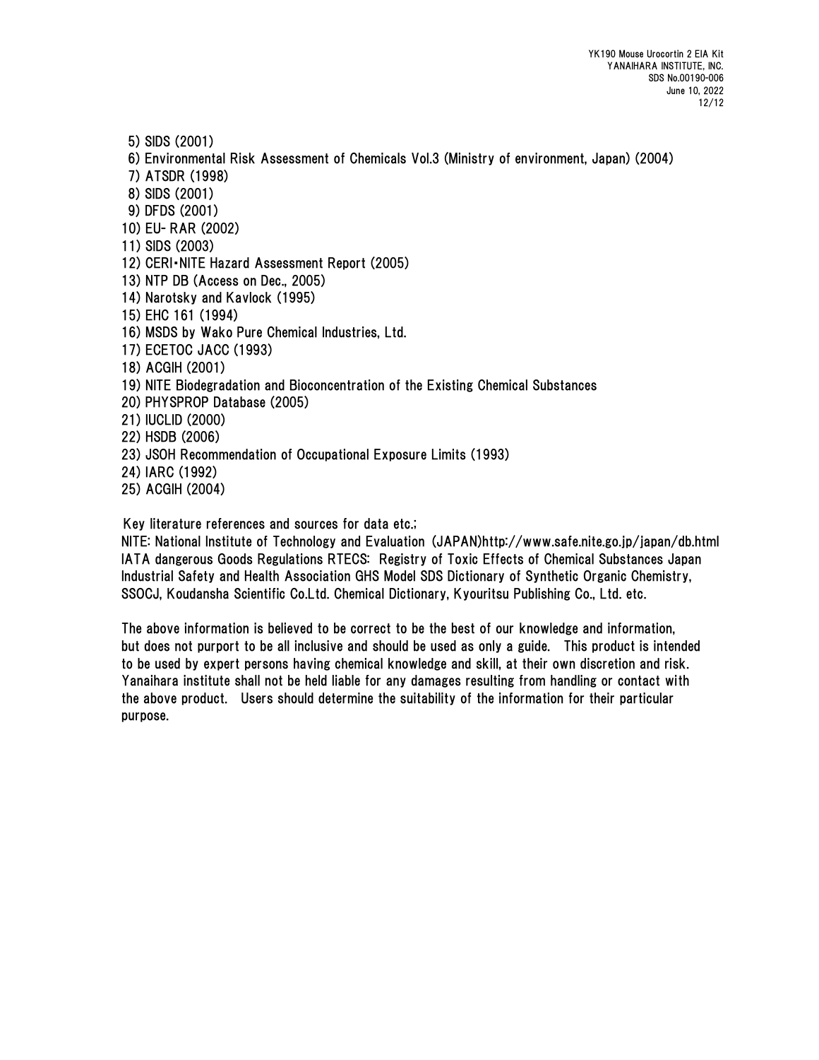5) SIDS (2001)
6) Environmental Risk Assessment of Chemicals Vol.3 (Ministry of environment, Japan) (2004)
7) ATSDR (1998)
8) SIDS (2001)
9) DFDS (2001)
10) EU- RAR (2002)
11) SIDS (2003)
12) CERI・NITE Hazard Assessment Report (2005)
13) NTP DB (Access on Dec., 2005)
14) Narotsky and Kavlock (1995)
15) EHC 161 (1994)
16) MSDS by Wako Pure Chemical Industries, Ltd.
17) ECETOC JACC (1993)
18) ACGIH (2001)
19) NITE Biodegradation and Bioconcentration of the Existing Chemical Substances
20) PHYSPROP Database (2005)
21) IUCLID (2000)
22) HSDB (2006)
23) JSOH Recommendation of Occupational Exposure Limits (1993)
24) IARC (1992)
25) ACGIH (2004)

Key literature references and sources for data etc.;
NITE: National Institute of Technology and Evaluation (JAPAN)http://www.safe.nite.go.jp/japan/db.html IATA dangerous Goods Regulations RTECS: Registry of Toxic Effects of Chemical Substances Japan Industrial Safety and Health Association GHS Model SDS Dictionary of Synthetic Organic Chemistry, SSOCJ, Koudansha Scientific Co.Ltd. Chemical Dictionary, Kyouritsu Publishing Co., Ltd. etc.

The above information is believed to be correct to be the best of our knowledge and information, but does not purport to be all inclusive and should be used as only a guide. This product is intended to be used by expert persons having chemical knowledge and skill, at their own discretion and risk. Yanaihara institute shall not be held liable for any damages resulting from handling or contact with the above product. Users should determine the suitability of the information for their particular purpose.